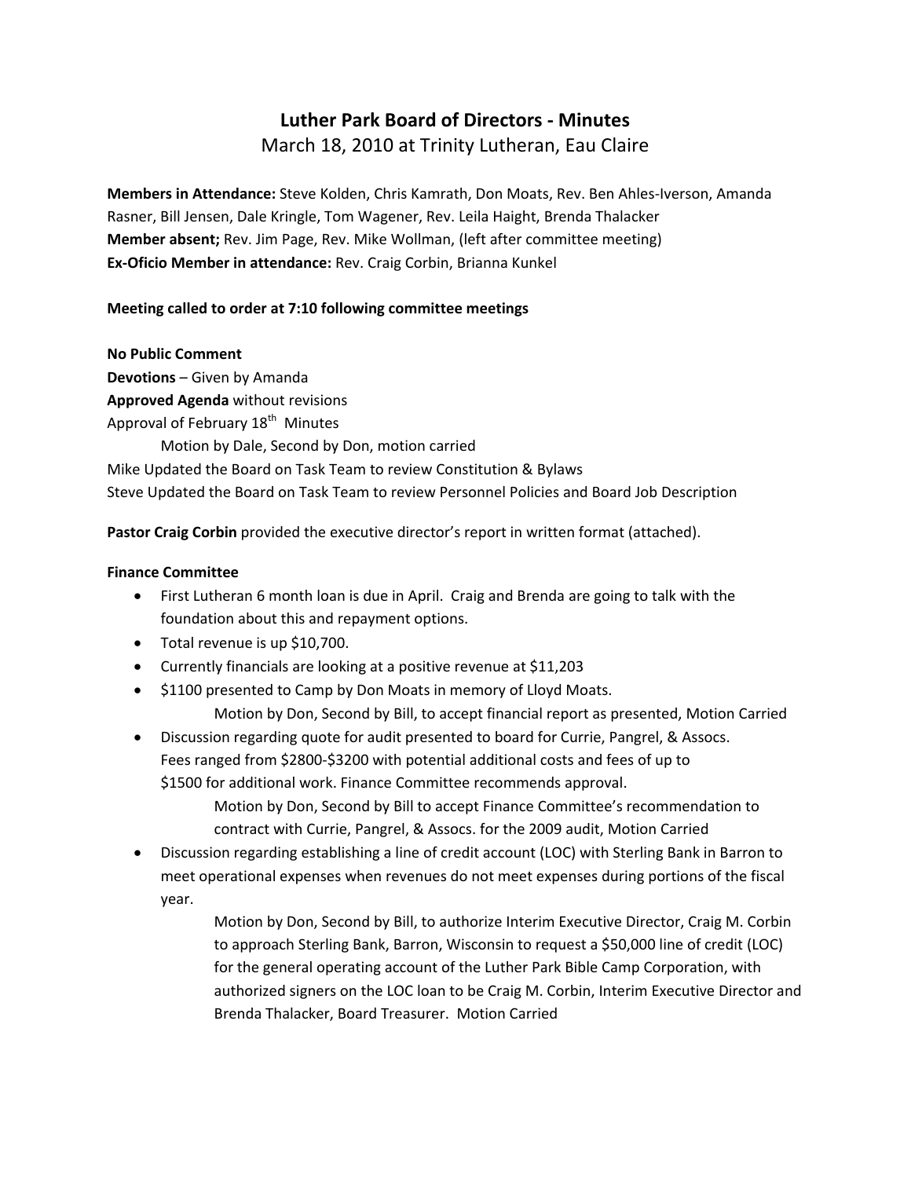# Luther Park Board of Directors - Minutes

March 18, 2010 at Trinity Lutheran, Eau Claire

**Members in Attendance:** Steve Kolden, Chris Kamrath, Don Moats, Rev. Ben Ahles-Iverson, Amanda Rasner, Bill Jensen, Dale Kringle, Tom Wagener, Rev. Leila Haight, Brenda Thalacker
**Member absent;** Rev. Jim Page, Rev. Mike Wollman, (left after committee meeting)
**Ex-Oficio Member in attendance:** Rev. Craig Corbin, Brianna Kunkel

**Meeting called to order at 7:10 following committee meetings**

**No Public Comment**
**Devotions** – Given by Amanda
**Approved Agenda** without revisions
Approval of February 18th Minutes

Motion by Dale, Second by Don, motion carried

Mike Updated the Board on Task Team to review Constitution & Bylaws
Steve Updated the Board on Task Team to review Personnel Policies and Board Job Description

**Pastor Craig Corbin** provided the executive director's report in written format (attached).

**Finance Committee**

- First Lutheran 6 month loan is due in April. Craig and Brenda are going to talk with the foundation about this and repayment options.
- Total revenue is up $10,700.
- Currently financials are looking at a positive revenue at $11,203
- $1100 presented to Camp by Don Moats in memory of Lloyd Moats.

  Motion by Don, Second by Bill, to accept financial report as presented, Motion Carried
- Discussion regarding quote for audit presented to board for Currie, Pangrel, & Assocs. Fees ranged from $2800-$3200 with potential additional costs and fees of up to $1500 for additional work. Finance Committee recommends approval.

  Motion by Don, Second by Bill to accept Finance Committee's recommendation to contract with Currie, Pangrel, & Assocs. for the 2009 audit, Motion Carried
- Discussion regarding establishing a line of credit account (LOC) with Sterling Bank in Barron to meet operational expenses when revenues do not meet expenses during portions of the fiscal year.

  Motion by Don, Second by Bill, to authorize Interim Executive Director, Craig M. Corbin to approach Sterling Bank, Barron, Wisconsin to request a $50,000 line of credit (LOC) for the general operating account of the Luther Park Bible Camp Corporation, with authorized signers on the LOC loan to be Craig M. Corbin, Interim Executive Director and Brenda Thalacker, Board Treasurer. Motion Carried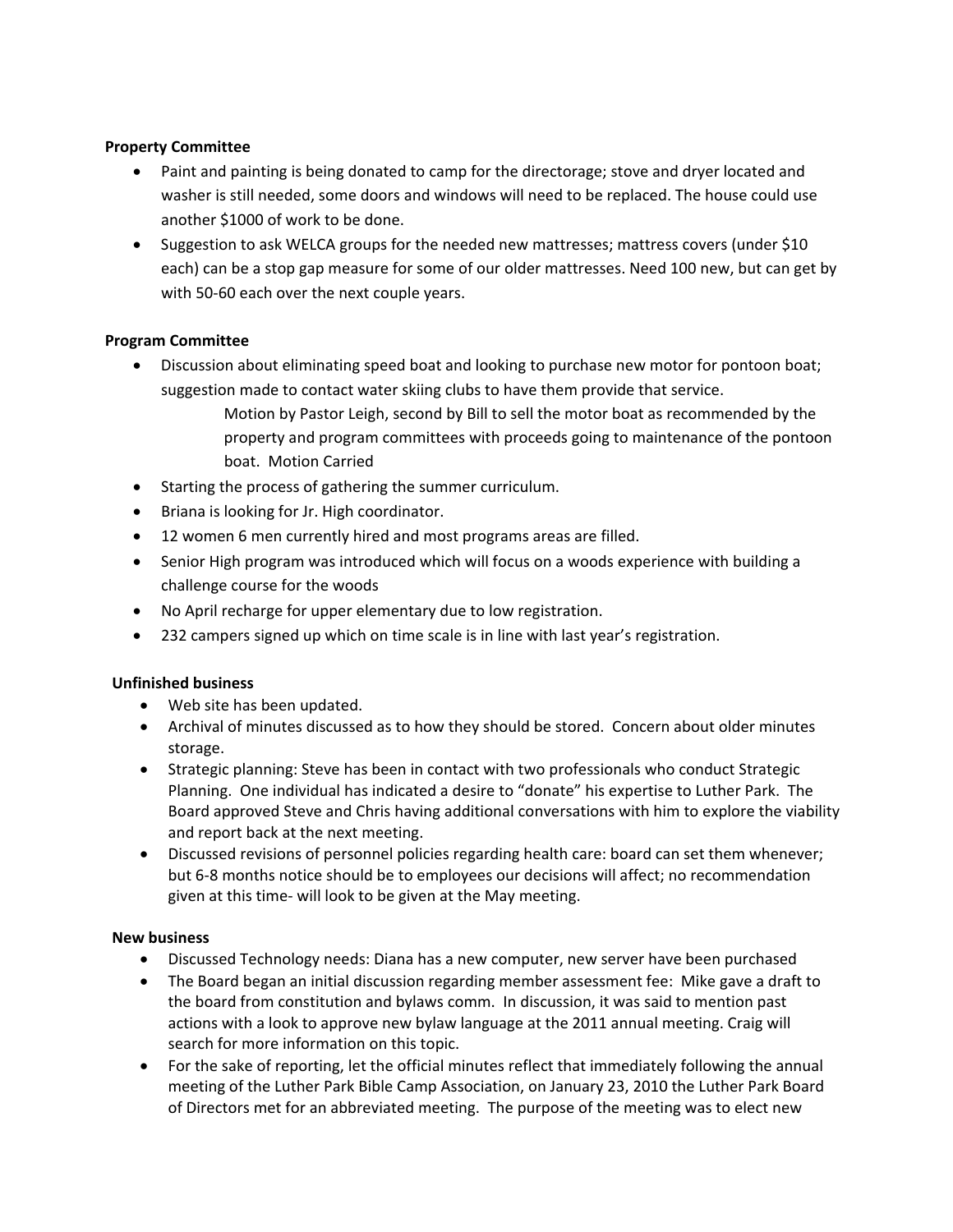**Property Committee**

- Paint and painting is being donated to camp for the directorage; stove and dryer located and washer is still needed, some doors and windows will need to be replaced. The house could use another $1000 of work to be done.
- Suggestion to ask WELCA groups for the needed new mattresses; mattress covers (under $10 each) can be a stop gap measure for some of our older mattresses. Need 100 new, but can get by with 50-60 each over the next couple years.

**Program Committee**

- Discussion about eliminating speed boat and looking to purchase new motor for pontoon boat; suggestion made to contact water skiing clubs to have them provide that service.

  Motion by Pastor Leigh, second by Bill to sell the motor boat as recommended by the property and program committees with proceeds going to maintenance of the pontoon boat. Motion Carried
- Starting the process of gathering the summer curriculum.
- Briana is looking for Jr. High coordinator.
- 12 women 6 men currently hired and most programs areas are filled.
- Senior High program was introduced which will focus on a woods experience with building a challenge course for the woods
- No April recharge for upper elementary due to low registration.
- 232 campers signed up which on time scale is in line with last year's registration.

**Unfinished business**

- Web site has been updated.
- Archival of minutes discussed as to how they should be stored. Concern about older minutes storage.
- Strategic planning: Steve has been in contact with two professionals who conduct Strategic Planning. One individual has indicated a desire to "donate" his expertise to Luther Park. The Board approved Steve and Chris having additional conversations with him to explore the viability and report back at the next meeting.
- Discussed revisions of personnel policies regarding health care: board can set them whenever; but 6-8 months notice should be to employees our decisions will affect; no recommendation given at this time- will look to be given at the May meeting.

**New business**

- Discussed Technology needs: Diana has a new computer, new server have been purchased
- The Board began an initial discussion regarding member assessment fee: Mike gave a draft to the board from constitution and bylaws comm. In discussion, it was said to mention past actions with a look to approve new bylaw language at the 2011 annual meeting. Craig will search for more information on this topic.
- For the sake of reporting, let the official minutes reflect that immediately following the annual meeting of the Luther Park Bible Camp Association, on January 23, 2010 the Luther Park Board of Directors met for an abbreviated meeting. The purpose of the meeting was to elect new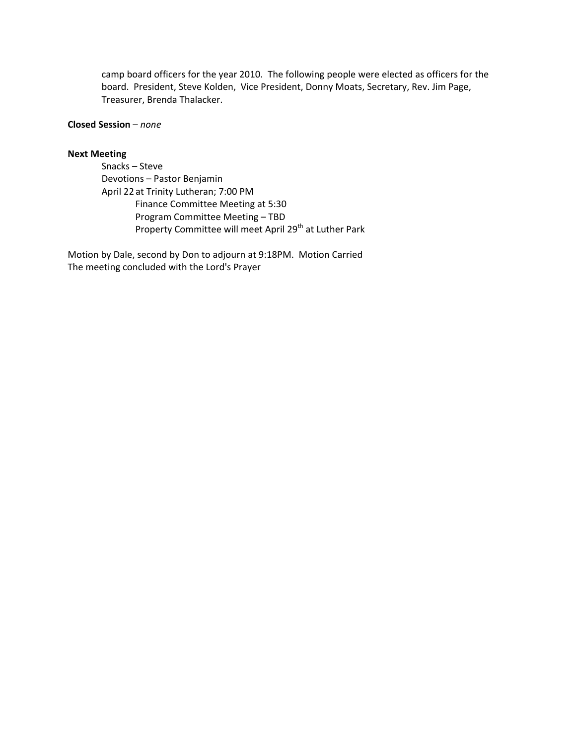camp board officers for the year 2010. The following people were elected as officers for the board. President, Steve Kolden, Vice President, Donny Moats, Secretary, Rev. Jim Page, Treasurer, Brenda Thalacker.

**Closed Session** – *none*

**Next Meeting**

Snacks – Steve
Devotions – Pastor Benjamin
April 22 at Trinity Lutheran; 7:00 PM
Finance Committee Meeting at 5:30
Program Committee Meeting – TBD
Property Committee will meet April 29th at Luther Park

Motion by Dale, second by Don to adjourn at 9:18PM. Motion Carried
The meeting concluded with the Lord's Prayer